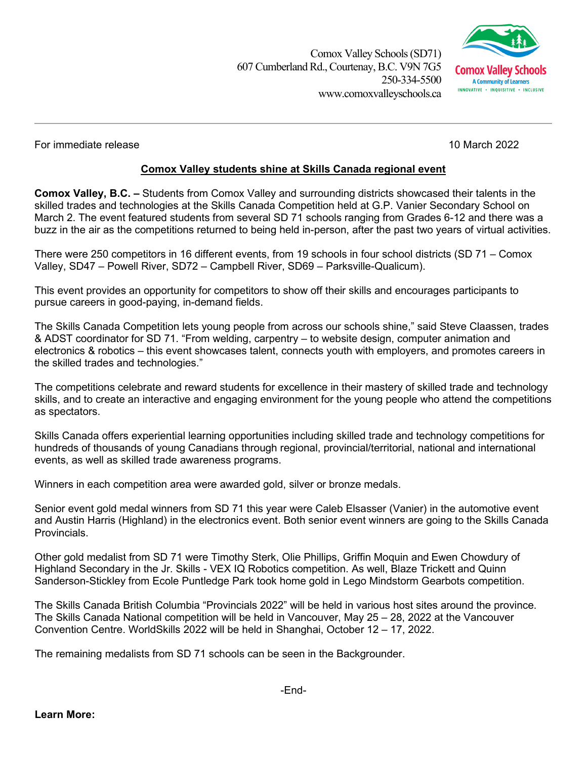Comox Valley Schools (SD71)
607 Cumberland Rd., Courtenay, B.C. V9N 7G5
250-334-5500
www.comoxvalleyschools.ca

Comox Valley Schools
A Community of Learners
INNOVATIVE • INQUISITIVE • INCLUSIVE

---

For immediate release 10 March 2022

## Comox Valley students shine at Skills Canada regional event

**Comox Valley, B.C. –** Students from Comox Valley and surrounding districts showcased their talents in the skilled trades and technologies at the Skills Canada Competition held at G.P. Vanier Secondary School on March 2. The event featured students from several SD 71 schools ranging from Grades 6-12 and there was a buzz in the air as the competitions returned to being held in-person, after the past two years of virtual activities.

There were 250 competitors in 16 different events, from 19 schools in four school districts (SD 71 – Comox Valley, SD47 – Powell River, SD72 – Campbell River, SD69 – Parksville-Qualicum).

This event provides an opportunity for competitors to show off their skills and encourages participants to pursue careers in good-paying, in-demand fields.

The Skills Canada Competition lets young people from across our schools shine," said Steve Claassen, trades & ADST coordinator for SD 71. "From welding, carpentry – to website design, computer animation and electronics & robotics – this event showcases talent, connects youth with employers, and promotes careers in the skilled trades and technologies."

The competitions celebrate and reward students for excellence in their mastery of skilled trade and technology skills, and to create an interactive and engaging environment for the young people who attend the competitions as spectators.

Skills Canada offers experiential learning opportunities including skilled trade and technology competitions for hundreds of thousands of young Canadians through regional, provincial/territorial, national and international events, as well as skilled trade awareness programs.

Winners in each competition area were awarded gold, silver or bronze medals.

Senior event gold medal winners from SD 71 this year were Caleb Elsasser (Vanier) in the automotive event and Austin Harris (Highland) in the electronics event. Both senior event winners are going to the Skills Canada Provincials.

Other gold medalist from SD 71 were Timothy Sterk, Olie Phillips, Griffin Moquin and Ewen Chowdury of Highland Secondary in the Jr. Skills - VEX IQ Robotics competition. As well, Blaze Trickett and Quinn Sanderson-Stickley from Ecole Puntledge Park took home gold in Lego Mindstorm Gearbots competition.

The Skills Canada British Columbia "Provincials 2022" will be held in various host sites around the province. The Skills Canada National competition will be held in Vancouver, May 25 – 28, 2022 at the Vancouver Convention Centre. WorldSkills 2022 will be held in Shanghai, October 12 – 17, 2022.

The remaining medalists from SD 71 schools can be seen in the Backgrounder.

-End-

**Learn More:**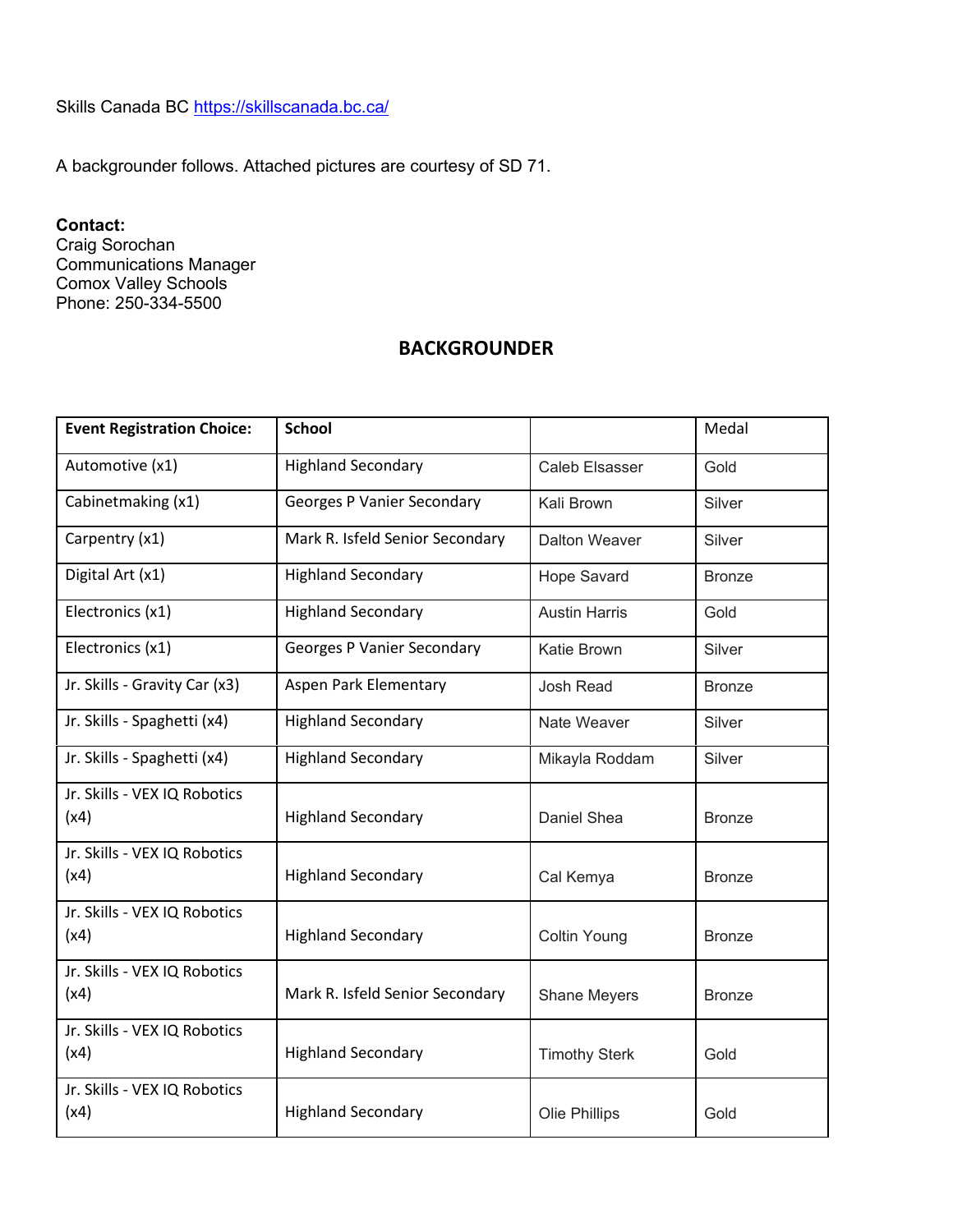Skills Canada BC https://skillscanada.bc.ca/

A backgrounder follows. Attached pictures are courtesy of SD 71.

**Contact:**
Craig Sorochan
Communications Manager
Comox Valley Schools
Phone: 250-334-5500

## BACKGROUNDER

| Event Registration Choice: | School | | Medal |
|---|---|---|---|
| Automotive (x1) | Highland Secondary | Caleb Elsasser | Gold |
| Cabinetmaking (x1) | Georges P Vanier Secondary | Kali Brown | Silver |
| Carpentry (x1) | Mark R. Isfeld Senior Secondary | Dalton Weaver | Silver |
| Digital Art (x1) | Highland Secondary | Hope Savard | Bronze |
| Electronics (x1) | Highland Secondary | Austin Harris | Gold |
| Electronics (x1) | Georges P Vanier Secondary | Katie Brown | Silver |
| Jr. Skills - Gravity Car (x3) | Aspen Park Elementary | Josh Read | Bronze |
| Jr. Skills - Spaghetti (x4) | Highland Secondary | Nate Weaver | Silver |
| Jr. Skills - Spaghetti (x4) | Highland Secondary | Mikayla Roddam | Silver |
| Jr. Skills - VEX IQ Robotics (x4) | Highland Secondary | Daniel Shea | Bronze |
| Jr. Skills - VEX IQ Robotics (x4) | Highland Secondary | Cal Kemya | Bronze |
| Jr. Skills - VEX IQ Robotics (x4) | Highland Secondary | Coltin Young | Bronze |
| Jr. Skills - VEX IQ Robotics (x4) | Mark R. Isfeld Senior Secondary | Shane Meyers | Bronze |
| Jr. Skills - VEX IQ Robotics (x4) | Highland Secondary | Timothy Sterk | Gold |
| Jr. Skills - VEX IQ Robotics (x4) | Highland Secondary | Olie Phillips | Gold |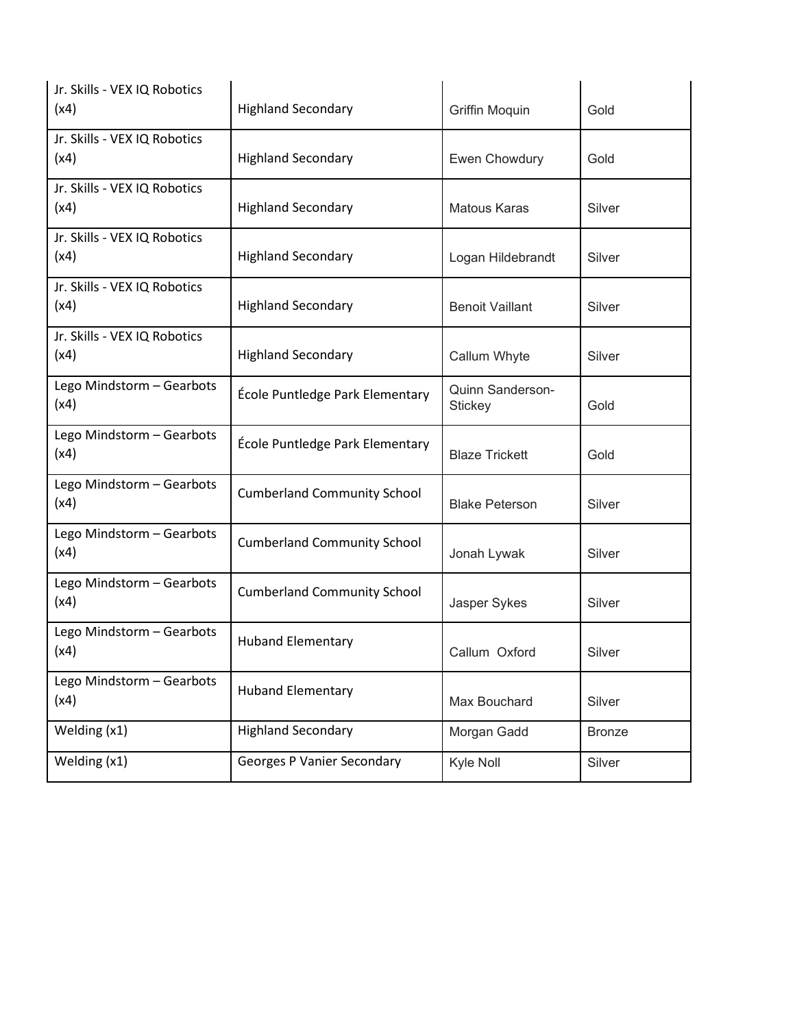| | | | |
|---|---|---|---|
| Jr. Skills - VEX IQ Robotics (x4) | Highland Secondary | Griffin Moquin | Gold |
| Jr. Skills - VEX IQ Robotics (x4) | Highland Secondary | Ewen Chowdury | Gold |
| Jr. Skills - VEX IQ Robotics (x4) | Highland Secondary | Matous Karas | Silver |
| Jr. Skills - VEX IQ Robotics (x4) | Highland Secondary | Logan Hildebrandt | Silver |
| Jr. Skills - VEX IQ Robotics (x4) | Highland Secondary | Benoit Vaillant | Silver |
| Jr. Skills - VEX IQ Robotics (x4) | Highland Secondary | Callum Whyte | Silver |
| Lego Mindstorm – Gearbots (x4) | École Puntledge Park Elementary | Quinn Sanderson-Stickey | Gold |
| Lego Mindstorm – Gearbots (x4) | École Puntledge Park Elementary | Blaze Trickett | Gold |
| Lego Mindstorm – Gearbots (x4) | Cumberland Community School | Blake Peterson | Silver |
| Lego Mindstorm – Gearbots (x4) | Cumberland Community School | Jonah Lywak | Silver |
| Lego Mindstorm – Gearbots (x4) | Cumberland Community School | Jasper Sykes | Silver |
| Lego Mindstorm – Gearbots (x4) | Huband Elementary | Callum Oxford | Silver |
| Lego Mindstorm – Gearbots (x4) | Huband Elementary | Max Bouchard | Silver |
| Welding (x1) | Highland Secondary | Morgan Gadd | Bronze |
| Welding (x1) | Georges P Vanier Secondary | Kyle Noll | Silver |